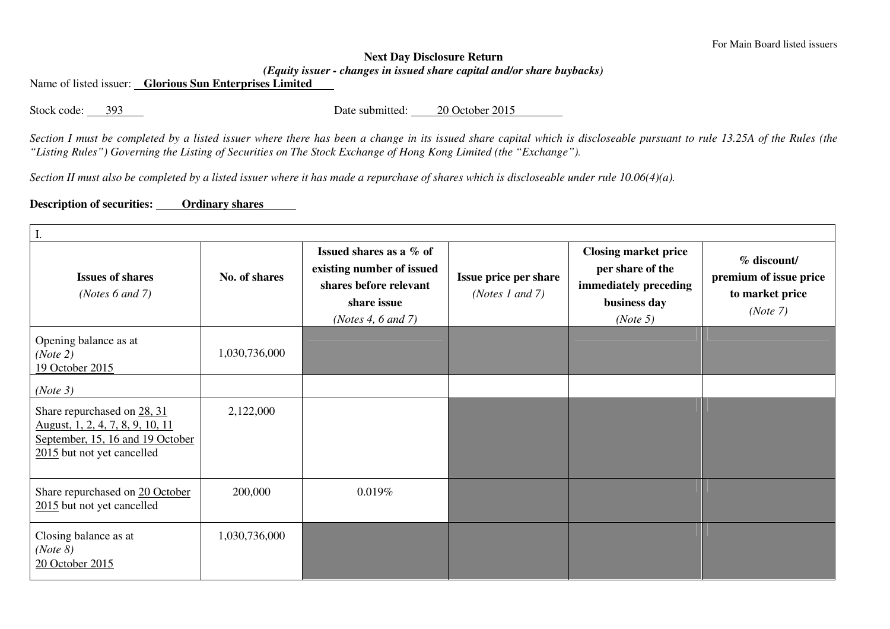For Main Board listed issuers

**Next Day Disclosure Return**

***(Equity issuer - changes in issued share capital and/or share buybacks)***

Name of listed issuer: **Glorious Sun Enterprises Limited**

Stock code: 393 Date submitted: 20 October 2015

*Section I must be completed by a listed issuer where there has been a change in its issued share capital which is discloseable pursuant to rule 13.25A of the Rules (the "Listing Rules") Governing the Listing of Securities on The Stock Exchange of Hong Kong Limited (the "Exchange").*

*Section II must also be completed by a listed issuer where it has made a repurchase of shares which is discloseable under rule 10.06(4)(a).*

**Description of securities: Ordinary shares**

| I. | | | | | |
|---|---|---|---|---|---|
| **Issues of shares** *(Notes 6 and 7)* | **No. of shares** | **Issued shares as a % of existing number of issued shares before relevant share issue** *(Notes 4, 6 and 7)* | **Issue price per share** *(Notes 1 and 7)* | **Closing market price per share of the immediately preceding business day** *(Note 5)* | **% discount/ premium of issue price to market price** *(Note 7)* |
| Opening balance as at *(Note 2)* 19 October 2015 | 1,030,736,000 | | | | |
| *(Note 3)* | | | | | |
| Share repurchased on 28, 31 August, 1, 2, 4, 7, 8, 9, 10, 11 September, 15, 16 and 19 October 2015 but not yet cancelled | 2,122,000 | | | | |
| Share repurchased on 20 October 2015 but not yet cancelled | 200,000 | 0.019% | | | |
| Closing balance as at *(Note 8)* 20 October 2015 | 1,030,736,000 | | | | |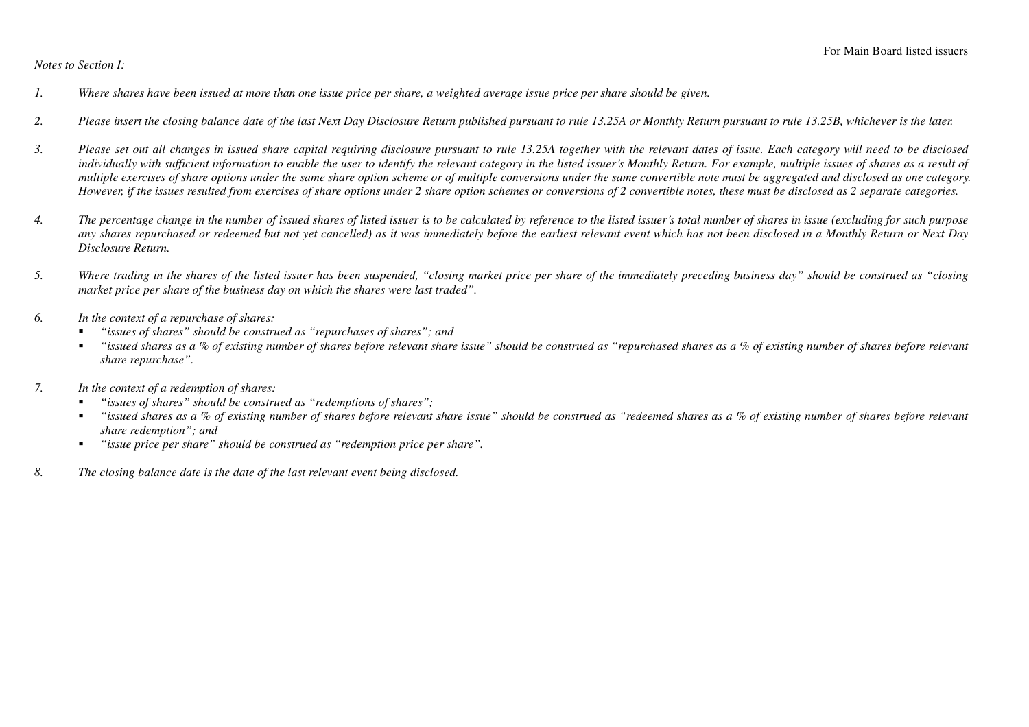*Notes to Section I:*

1. *Where shares have been issued at more than one issue price per share, a weighted average issue price per share should be given.*

2. *Please insert the closing balance date of the last Next Day Disclosure Return published pursuant to rule 13.25A or Monthly Return pursuant to rule 13.25B, whichever is the later.*

3. *Please set out all changes in issued share capital requiring disclosure pursuant to rule 13.25A together with the relevant dates of issue. Each category will need to be disclosed individually with sufficient information to enable the user to identify the relevant category in the listed issuer's Monthly Return. For example, multiple issues of shares as a result of multiple exercises of share options under the same share option scheme or of multiple conversions under the same convertible note must be aggregated and disclosed as one category. However, if the issues resulted from exercises of share options under 2 share option schemes or conversions of 2 convertible notes, these must be disclosed as 2 separate categories.*

4. *The percentage change in the number of issued shares of listed issuer is to be calculated by reference to the listed issuer's total number of shares in issue (excluding for such purpose any shares repurchased or redeemed but not yet cancelled) as it was immediately before the earliest relevant event which has not been disclosed in a Monthly Return or Next Day Disclosure Return.*

5. *Where trading in the shares of the listed issuer has been suspended, "closing market price per share of the immediately preceding business day" should be construed as "closing market price per share of the business day on which the shares were last traded".*

6. *In the context of a repurchase of shares:*
   - *"issues of shares" should be construed as "repurchases of shares"; and*
   - *"issued shares as a % of existing number of shares before relevant share issue" should be construed as "repurchased shares as a % of existing number of shares before relevant share repurchase".*

7. *In the context of a redemption of shares:*
   - *"issues of shares" should be construed as "redemptions of shares";*
   - *"issued shares as a % of existing number of shares before relevant share issue" should be construed as "redeemed shares as a % of existing number of shares before relevant share redemption"; and*
   - *"issue price per share" should be construed as "redemption price per share".*

8. *The closing balance date is the date of the last relevant event being disclosed.*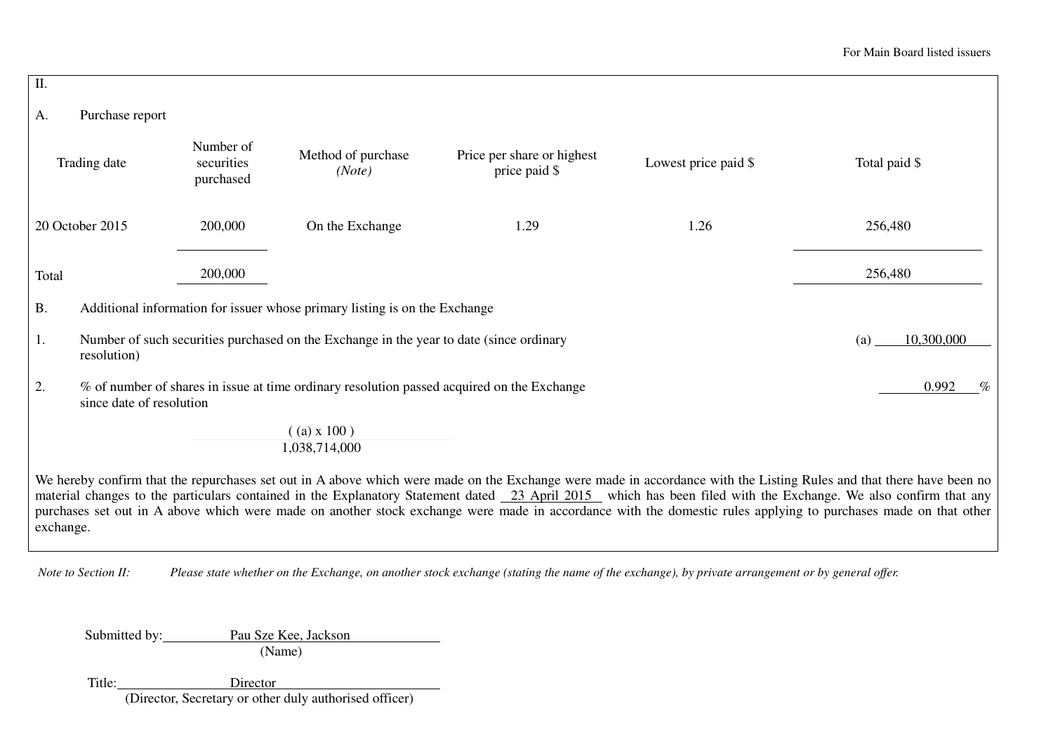For Main Board listed issuers

II.

A. Purchase report

| Trading date | Number of securities purchased | Method of purchase *(Note)* | Price per share or highest price paid $ | Lowest price paid $ | Total paid $ |
|---|---|---|---|---|---|
| 20 October 2015 | 200,000 | On the Exchange | 1.29 | 1.26 | 256,480 |
| Total | 200,000 | | | | 256,480 |

B. Additional information for issuer whose primary listing is on the Exchange

1. Number of such securities purchased on the Exchange in the year to date (since ordinary resolution) (a) 10,300,000

2. % of number of shares in issue at time ordinary resolution passed acquired on the Exchange since date of resolution 0.992 %

$$\frac{(\text{(a)} \times 100)}{1{,}038{,}714{,}000}$$

We hereby confirm that the repurchases set out in A above which were made on the Exchange were made in accordance with the Listing Rules and that there have been no material changes to the particulars contained in the Explanatory Statement dated 23 April 2015 which has been filed with the Exchange. We also confirm that any purchases set out in A above which were made on another stock exchange were made in accordance with the domestic rules applying to purchases made on that other exchange.

*Note to Section II: Please state whether on the Exchange, on another stock exchange (stating the name of the exchange), by private arrangement or by general offer.*

Submitted by: Pau Sze Kee, Jackson
(Name)

Title: Director
(Director, Secretary or other duly authorised officer)